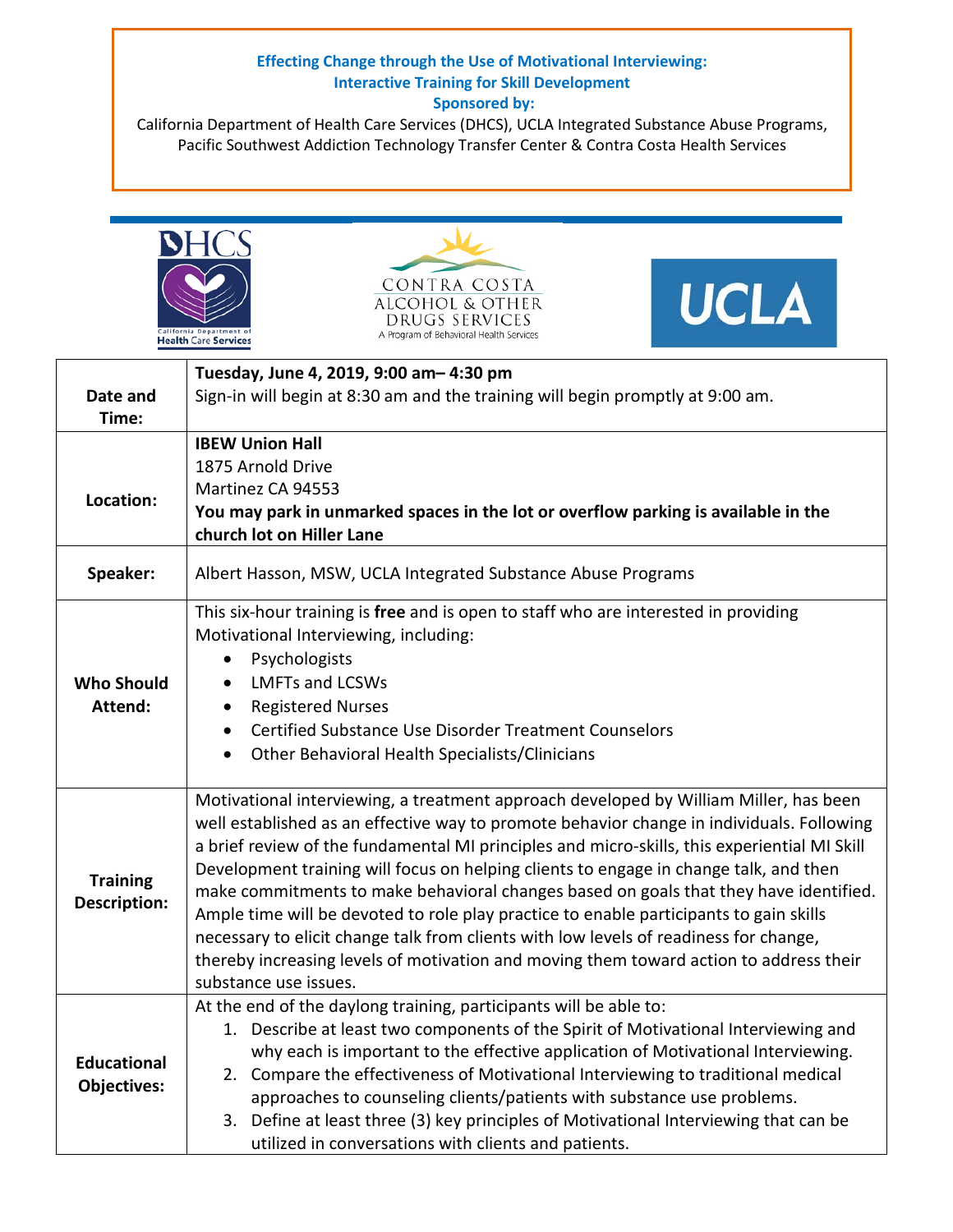**Effecting Change through the Use of Motivational Interviewing:**
**Interactive Training for Skill Development**
**Sponsored by:**

California Department of Health Care Services (DHCS), UCLA Integrated Substance Abuse Programs, Pacific Southwest Addiction Technology Transfer Center & Contra Costa Health Services

| | |
|---|---|
| **Date and Time:** | **Tuesday, June 4, 2019, 9:00 am– 4:30 pm**<br>Sign-in will begin at 8:30 am and the training will begin promptly at 9:00 am. |
| **Location:** | **IBEW Union Hall**<br>1875 Arnold Drive<br>Martinez CA 94553<br>**You may park in unmarked spaces in the lot or overflow parking is available in the church lot on Hiller Lane** |
| **Speaker:** | Albert Hasson, MSW, UCLA Integrated Substance Abuse Programs |
| **Who Should Attend:** | This six-hour training is **free** and is open to staff who are interested in providing Motivational Interviewing, including:<br>• Psychologists<br>• LMFTs and LCSWs<br>• Registered Nurses<br>• Certified Substance Use Disorder Treatment Counselors<br>• Other Behavioral Health Specialists/Clinicians |
| **Training Description:** | Motivational interviewing, a treatment approach developed by William Miller, has been well established as an effective way to promote behavior change in individuals. Following a brief review of the fundamental MI principles and micro-skills, this experiential MI Skill Development training will focus on helping clients to engage in change talk, and then make commitments to make behavioral changes based on goals that they have identified. Ample time will be devoted to role play practice to enable participants to gain skills necessary to elicit change talk from clients with low levels of readiness for change, thereby increasing levels of motivation and moving them toward action to address their substance use issues. |
| **Educational Objectives:** | At the end of the daylong training, participants will be able to:<br>1. Describe at least two components of the Spirit of Motivational Interviewing and why each is important to the effective application of Motivational Interviewing.<br>2. Compare the effectiveness of Motivational Interviewing to traditional medical approaches to counseling clients/patients with substance use problems.<br>3. Define at least three (3) key principles of Motivational Interviewing that can be utilized in conversations with clients and patients. |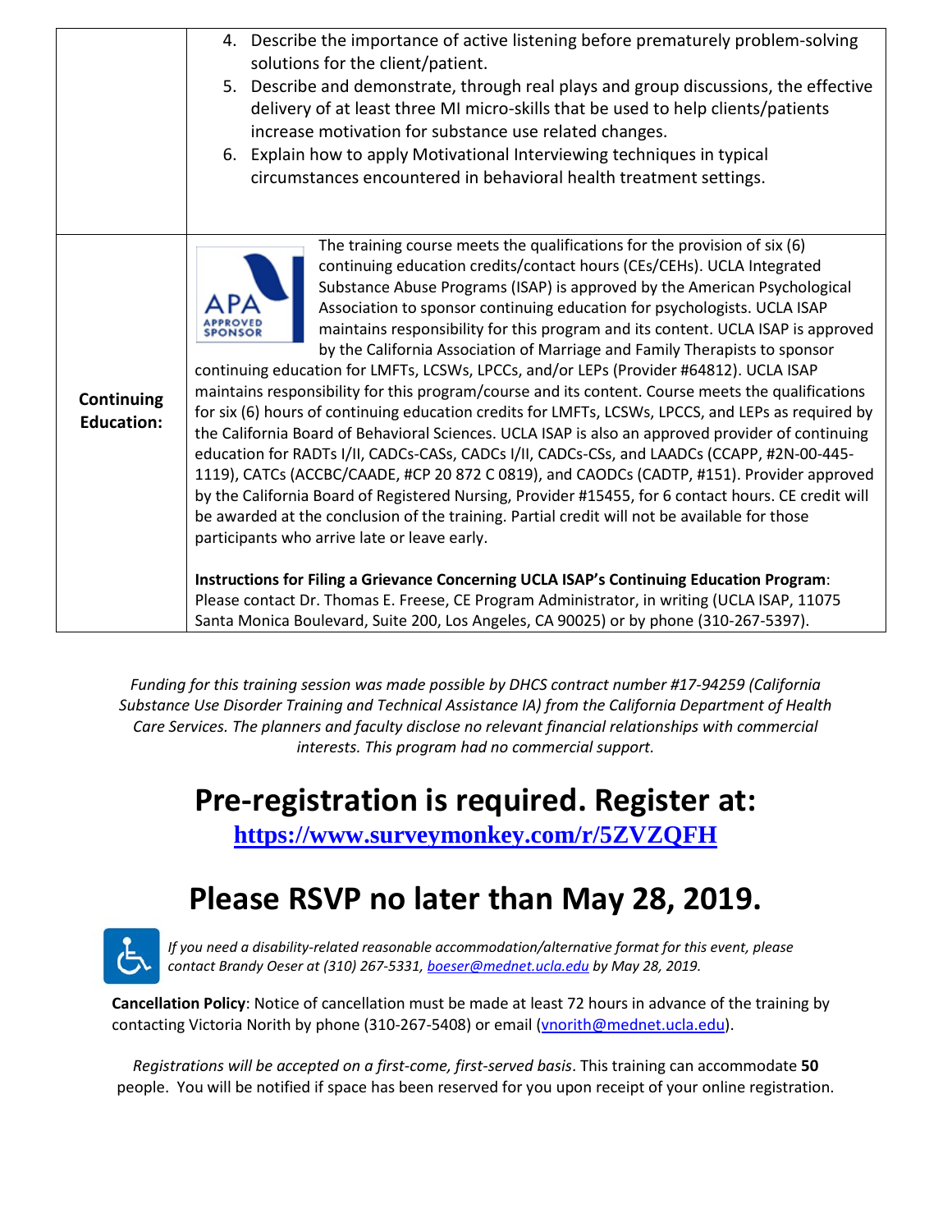| | |
|---|---|
| | 4. Describe the importance of active listening before prematurely problem-solving solutions for the client/patient.<br>5. Describe and demonstrate, through real plays and group discussions, the effective delivery of at least three MI micro-skills that be used to help clients/patients increase motivation for substance use related changes.<br>6. Explain how to apply Motivational Interviewing techniques in typical circumstances encountered in behavioral health treatment settings. |
| **Continuing Education:** | APA APPROVED SPONSOR The training course meets the qualifications for the provision of six (6) continuing education credits/contact hours (CEs/CEHs). UCLA Integrated Substance Abuse Programs (ISAP) is approved by the American Psychological Association to sponsor continuing education for psychologists. UCLA ISAP maintains responsibility for this program and its content. UCLA ISAP is approved by the California Association of Marriage and Family Therapists to sponsor continuing education for LMFTs, LCSWs, LPCCs, and/or LEPs (Provider #64812). UCLA ISAP maintains responsibility for this program/course and its content. Course meets the qualifications for six (6) hours of continuing education credits for LMFTs, LCSWs, LPCCS, and LEPs as required by the California Board of Behavioral Sciences. UCLA ISAP is also an approved provider of continuing education for RADTs I/II, CADCs-CASs, CADCs I/II, CADCs-CSs, and LAADCs (CCAPP, #2N-00-445-1119), CATCs (ACCBC/CAADE, #CP 20 872 C 0819), and CAODCs (CADTP, #151). Provider approved by the California Board of Registered Nursing, Provider #15455, for 6 contact hours. CE credit will be awarded at the conclusion of the training. Partial credit will not be available for those participants who arrive late or leave early.<br><br>**Instructions for Filing a Grievance Concerning UCLA ISAP's Continuing Education Program**: Please contact Dr. Thomas E. Freese, CE Program Administrator, in writing (UCLA ISAP, 11075 Santa Monica Boulevard, Suite 200, Los Angeles, CA 90025) or by phone (310-267-5397). |

*Funding for this training session was made possible by DHCS contract number #17-94259 (California Substance Use Disorder Training and Technical Assistance IA) from the California Department of Health Care Services. The planners and faculty disclose no relevant financial relationships with commercial interests. This program had no commercial support.*

# Pre-registration is required. Register at:

**https://www.surveymonkey.com/r/5ZVZQFH**

# Please RSVP no later than May 28, 2019.

*If you need a disability-related reasonable accommodation/alternative format for this event, please contact Brandy Oeser at (310) 267-5331, boeser@mednet.ucla.edu by May 28, 2019.*

**Cancellation Policy**: Notice of cancellation must be made at least 72 hours in advance of the training by contacting Victoria Norith by phone (310-267-5408) or email (vnorith@mednet.ucla.edu).

*Registrations will be accepted on a first-come, first-served basis*. This training can accommodate **50** people. You will be notified if space has been reserved for you upon receipt of your online registration.